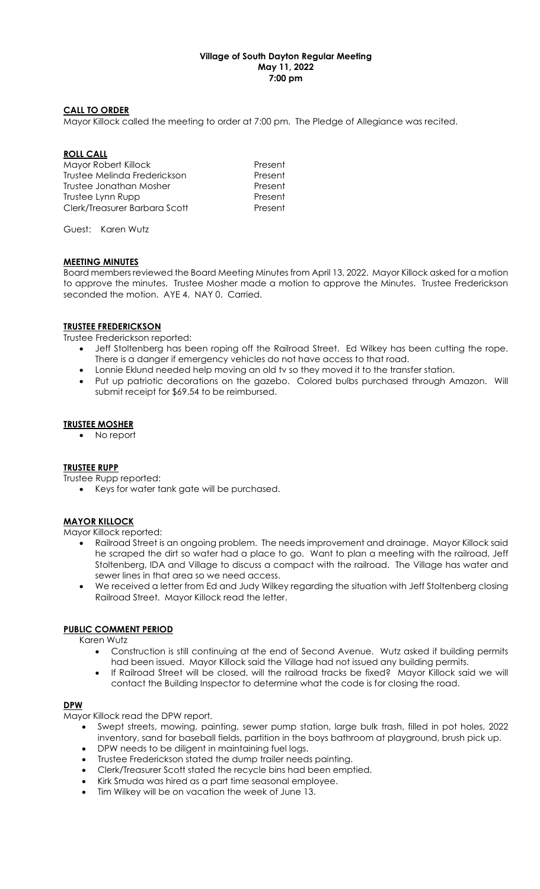**Village of South Dayton Regular Meeting**
**May 11, 2022**
**7:00 pm**

## CALL TO ORDER

Mayor Killock called the meeting to order at 7:00 pm. The Pledge of Allegiance was recited.

## ROLL CALL

| | |
|---|---|
| Mayor Robert Killock | Present |
| Trustee Melinda Frederickson | Present |
| Trustee Jonathan Mosher | Present |
| Trustee Lynn Rupp | Present |
| Clerk/Treasurer Barbara Scott | Present |

Guest: Karen Wutz

## MEETING MINUTES

Board members reviewed the Board Meeting Minutes from April 13, 2022. Mayor Killock asked for a motion to approve the minutes. Trustee Mosher made a motion to approve the Minutes. Trustee Frederickson seconded the motion. AYE 4. NAY 0. Carried.

## TRUSTEE FREDERICKSON

Trustee Frederickson reported:

- Jeff Stoltenberg has been roping off the Railroad Street. Ed Wilkey has been cutting the rope. There is a danger if emergency vehicles do not have access to that road.
- Lonnie Eklund needed help moving an old tv so they moved it to the transfer station.
- Put up patriotic decorations on the gazebo. Colored bulbs purchased through Amazon. Will submit receipt for $69.54 to be reimbursed.

## TRUSTEE MOSHER

- No report

## TRUSTEE RUPP

Trustee Rupp reported:

- Keys for water tank gate will be purchased.

## MAYOR KILLOCK

Mayor Killock reported:

- Railroad Street is an ongoing problem. The needs improvement and drainage. Mayor Killock said he scraped the dirt so water had a place to go. Want to plan a meeting with the railroad, Jeff Stoltenberg, IDA and Village to discuss a compact with the railroad. The Village has water and sewer lines in that area so we need access.
- We received a letter from Ed and Judy Wilkey regarding the situation with Jeff Stoltenberg closing Railroad Street. Mayor Killock read the letter.

## PUBLIC COMMENT PERIOD

Karen Wutz

- Construction is still continuing at the end of Second Avenue. Wutz asked if building permits had been issued. Mayor Killock said the Village had not issued any building permits.
- If Railroad Street will be closed, will the railroad tracks be fixed? Mayor Killock said we will contact the Building Inspector to determine what the code is for closing the road.

## DPW

Mayor Killock read the DPW report.

- Swept streets, mowing, painting, sewer pump station, large bulk trash, filled in pot holes, 2022 inventory, sand for baseball fields, partition in the boys bathroom at playground, brush pick up.
- DPW needs to be diligent in maintaining fuel logs.
- Trustee Frederickson stated the dump trailer needs painting.
- Clerk/Treasurer Scott stated the recycle bins had been emptied.
- Kirk Smuda was hired as a part time seasonal employee.
- Tim Wilkey will be on vacation the week of June 13.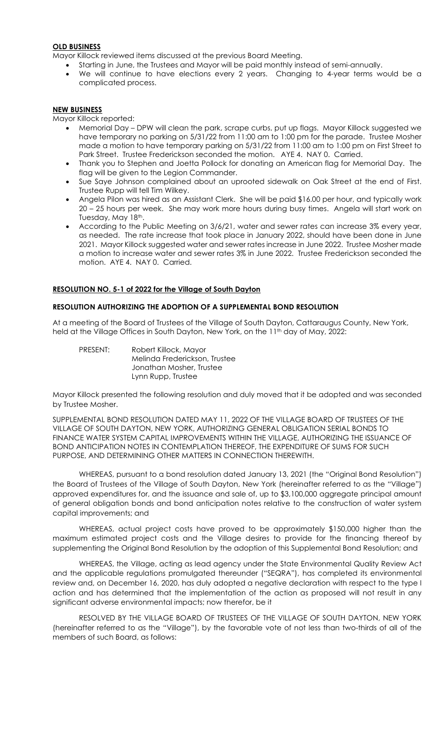**OLD BUSINESS**

Mayor Killock reviewed items discussed at the previous Board Meeting.

- Starting in June, the Trustees and Mayor will be paid monthly instead of semi-annually.
- We will continue to have elections every 2 years. Changing to 4-year terms would be a complicated process.

**NEW BUSINESS**

Mayor Killock reported:

- Memorial Day – DPW will clean the park, scrape curbs, put up flags. Mayor Killock suggested we have temporary no parking on 5/31/22 from 11:00 am to 1:00 pm for the parade. Trustee Mosher made a motion to have temporary parking on 5/31/22 from 11:00 am to 1:00 pm on First Street to Park Street. Trustee Frederickson seconded the motion. AYE 4. NAY 0. Carried.
- Thank you to Stephen and Joetta Pollock for donating an American flag for Memorial Day. The flag will be given to the Legion Commander.
- Sue Saye Johnson complained about an uprooted sidewalk on Oak Street at the end of First. Trustee Rupp will tell Tim Wilkey.
- Angela Pilon was hired as an Assistant Clerk. She will be paid $16.00 per hour, and typically work 20 – 25 hours per week. She may work more hours during busy times. Angela will start work on Tuesday, May 18th.
- According to the Public Meeting on 3/6/21, water and sewer rates can increase 3% every year, as needed. The rate increase that took place in January 2022, should have been done in June 2021. Mayor Killock suggested water and sewer rates increase in June 2022. Trustee Mosher made a motion to increase water and sewer rates 3% in June 2022. Trustee Frederickson seconded the motion. AYE 4. NAY 0. Carried.

**RESOLUTION NO. 5-1 of 2022 for the Village of South Dayton**

**RESOLUTION AUTHORIZING THE ADOPTION OF A SUPPLEMENTAL BOND RESOLUTION**

At a meeting of the Board of Trustees of the Village of South Dayton, Cattaraugus County, New York, held at the Village Offices in South Dayton, New York, on the 11th day of May, 2022:

PRESENT: Robert Killock, Mayor
Melinda Frederickson, Trustee
Jonathan Mosher, Trustee
Lynn Rupp, Trustee

Mayor Killock presented the following resolution and duly moved that it be adopted and was seconded by Trustee Mosher.

SUPPLEMENTAL BOND RESOLUTION DATED MAY 11, 2022 OF THE VILLAGE BOARD OF TRUSTEES OF THE VILLAGE OF SOUTH DAYTON, NEW YORK, AUTHORIZING GENERAL OBLIGATION SERIAL BONDS TO FINANCE WATER SYSTEM CAPITAL IMPROVEMENTS WITHIN THE VILLAGE, AUTHORIZING THE ISSUANCE OF BOND ANTICIPATION NOTES IN CONTEMPLATION THEREOF, THE EXPENDITURE OF SUMS FOR SUCH PURPOSE, AND DETERMINING OTHER MATTERS IN CONNECTION THEREWITH.

WHEREAS, pursuant to a bond resolution dated January 13, 2021 (the "Original Bond Resolution") the Board of Trustees of the Village of South Dayton, New York (hereinafter referred to as the "Village") approved expenditures for, and the issuance and sale of, up to $3,100,000 aggregate principal amount of general obligation bonds and bond anticipation notes relative to the construction of water system capital improvements; and

WHEREAS, actual project costs have proved to be approximately $150,000 higher than the maximum estimated project costs and the Village desires to provide for the financing thereof by supplementing the Original Bond Resolution by the adoption of this Supplemental Bond Resolution; and

WHEREAS, the Village, acting as lead agency under the State Environmental Quality Review Act and the applicable regulations promulgated thereunder ("SEQRA"), has completed its environmental review and, on December 16, 2020, has duly adopted a negative declaration with respect to the type I action and has determined that the implementation of the action as proposed will not result in any significant adverse environmental impacts; now therefor, be it

RESOLVED BY THE VILLAGE BOARD OF TRUSTEES OF THE VILLAGE OF SOUTH DAYTON, NEW YORK (hereinafter referred to as the "Village"), by the favorable vote of not less than two-thirds of all of the members of such Board, as follows: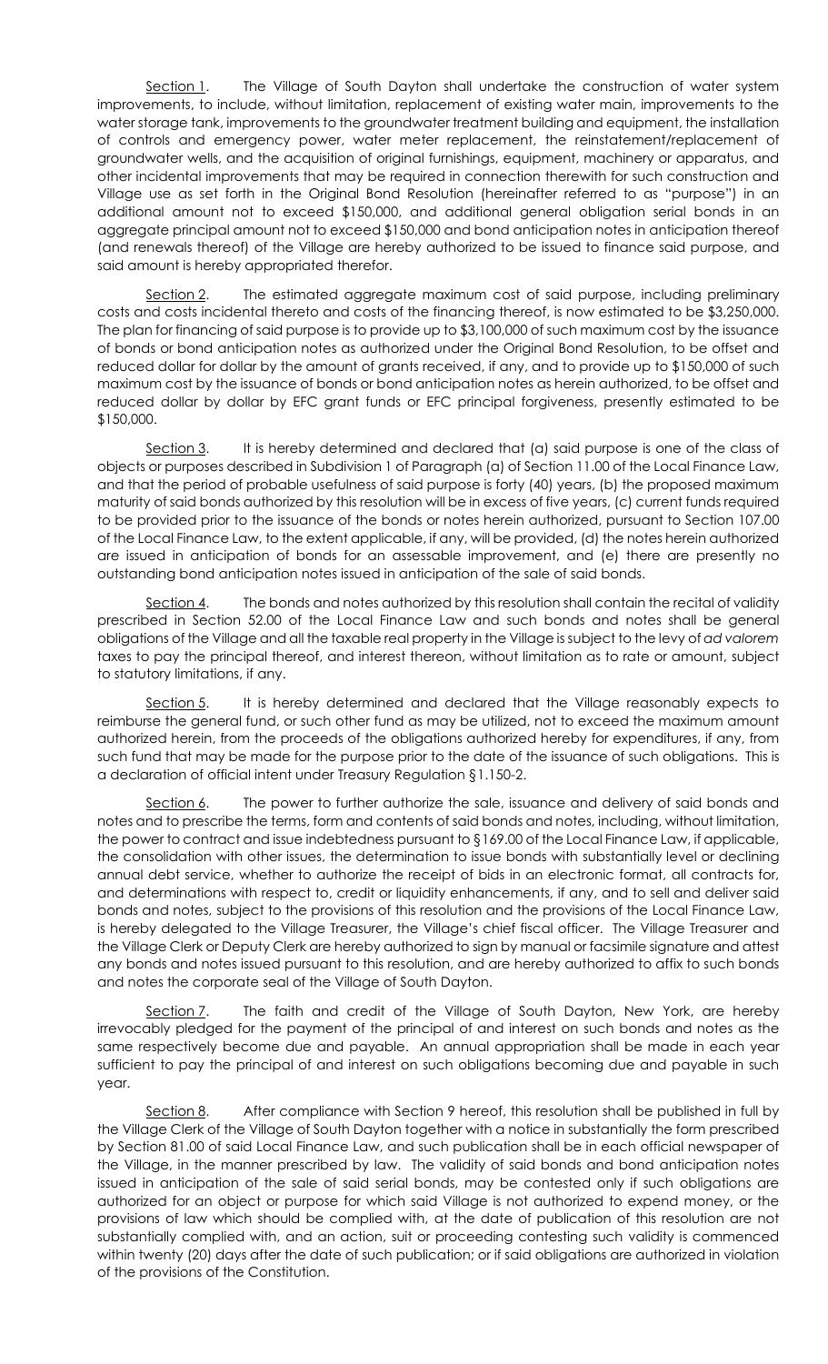Section 1. The Village of South Dayton shall undertake the construction of water system improvements, to include, without limitation, replacement of existing water main, improvements to the water storage tank, improvements to the groundwater treatment building and equipment, the installation of controls and emergency power, water meter replacement, the reinstatement/replacement of groundwater wells, and the acquisition of original furnishings, equipment, machinery or apparatus, and other incidental improvements that may be required in connection therewith for such construction and Village use as set forth in the Original Bond Resolution (hereinafter referred to as "purpose") in an additional amount not to exceed $150,000, and additional general obligation serial bonds in an aggregate principal amount not to exceed $150,000 and bond anticipation notes in anticipation thereof (and renewals thereof) of the Village are hereby authorized to be issued to finance said purpose, and said amount is hereby appropriated therefor.

Section 2. The estimated aggregate maximum cost of said purpose, including preliminary costs and costs incidental thereto and costs of the financing thereof, is now estimated to be $3,250,000. The plan for financing of said purpose is to provide up to $3,100,000 of such maximum cost by the issuance of bonds or bond anticipation notes as authorized under the Original Bond Resolution, to be offset and reduced dollar for dollar by the amount of grants received, if any, and to provide up to $150,000 of such maximum cost by the issuance of bonds or bond anticipation notes as herein authorized, to be offset and reduced dollar by dollar by EFC grant funds or EFC principal forgiveness, presently estimated to be $150,000.

Section 3. It is hereby determined and declared that (a) said purpose is one of the class of objects or purposes described in Subdivision 1 of Paragraph (a) of Section 11.00 of the Local Finance Law, and that the period of probable usefulness of said purpose is forty (40) years, (b) the proposed maximum maturity of said bonds authorized by this resolution will be in excess of five years, (c) current funds required to be provided prior to the issuance of the bonds or notes herein authorized, pursuant to Section 107.00 of the Local Finance Law, to the extent applicable, if any, will be provided, (d) the notes herein authorized are issued in anticipation of bonds for an assessable improvement, and (e) there are presently no outstanding bond anticipation notes issued in anticipation of the sale of said bonds.

Section 4. The bonds and notes authorized by this resolution shall contain the recital of validity prescribed in Section 52.00 of the Local Finance Law and such bonds and notes shall be general obligations of the Village and all the taxable real property in the Village is subject to the levy of *ad valorem* taxes to pay the principal thereof, and interest thereon, without limitation as to rate or amount, subject to statutory limitations, if any.

Section 5. It is hereby determined and declared that the Village reasonably expects to reimburse the general fund, or such other fund as may be utilized, not to exceed the maximum amount authorized herein, from the proceeds of the obligations authorized hereby for expenditures, if any, from such fund that may be made for the purpose prior to the date of the issuance of such obligations. This is a declaration of official intent under Treasury Regulation §1.150-2.

Section 6. The power to further authorize the sale, issuance and delivery of said bonds and notes and to prescribe the terms, form and contents of said bonds and notes, including, without limitation, the power to contract and issue indebtedness pursuant to §169.00 of the Local Finance Law, if applicable, the consolidation with other issues, the determination to issue bonds with substantially level or declining annual debt service, whether to authorize the receipt of bids in an electronic format, all contracts for, and determinations with respect to, credit or liquidity enhancements, if any, and to sell and deliver said bonds and notes, subject to the provisions of this resolution and the provisions of the Local Finance Law, is hereby delegated to the Village Treasurer, the Village's chief fiscal officer. The Village Treasurer and the Village Clerk or Deputy Clerk are hereby authorized to sign by manual or facsimile signature and attest any bonds and notes issued pursuant to this resolution, and are hereby authorized to affix to such bonds and notes the corporate seal of the Village of South Dayton.

Section 7. The faith and credit of the Village of South Dayton, New York, are hereby irrevocably pledged for the payment of the principal of and interest on such bonds and notes as the same respectively become due and payable. An annual appropriation shall be made in each year sufficient to pay the principal of and interest on such obligations becoming due and payable in such year.

Section 8. After compliance with Section 9 hereof, this resolution shall be published in full by the Village Clerk of the Village of South Dayton together with a notice in substantially the form prescribed by Section 81.00 of said Local Finance Law, and such publication shall be in each official newspaper of the Village, in the manner prescribed by law. The validity of said bonds and bond anticipation notes issued in anticipation of the sale of said serial bonds, may be contested only if such obligations are authorized for an object or purpose for which said Village is not authorized to expend money, or the provisions of law which should be complied with, at the date of publication of this resolution are not substantially complied with, and an action, suit or proceeding contesting such validity is commenced within twenty (20) days after the date of such publication; or if said obligations are authorized in violation of the provisions of the Constitution.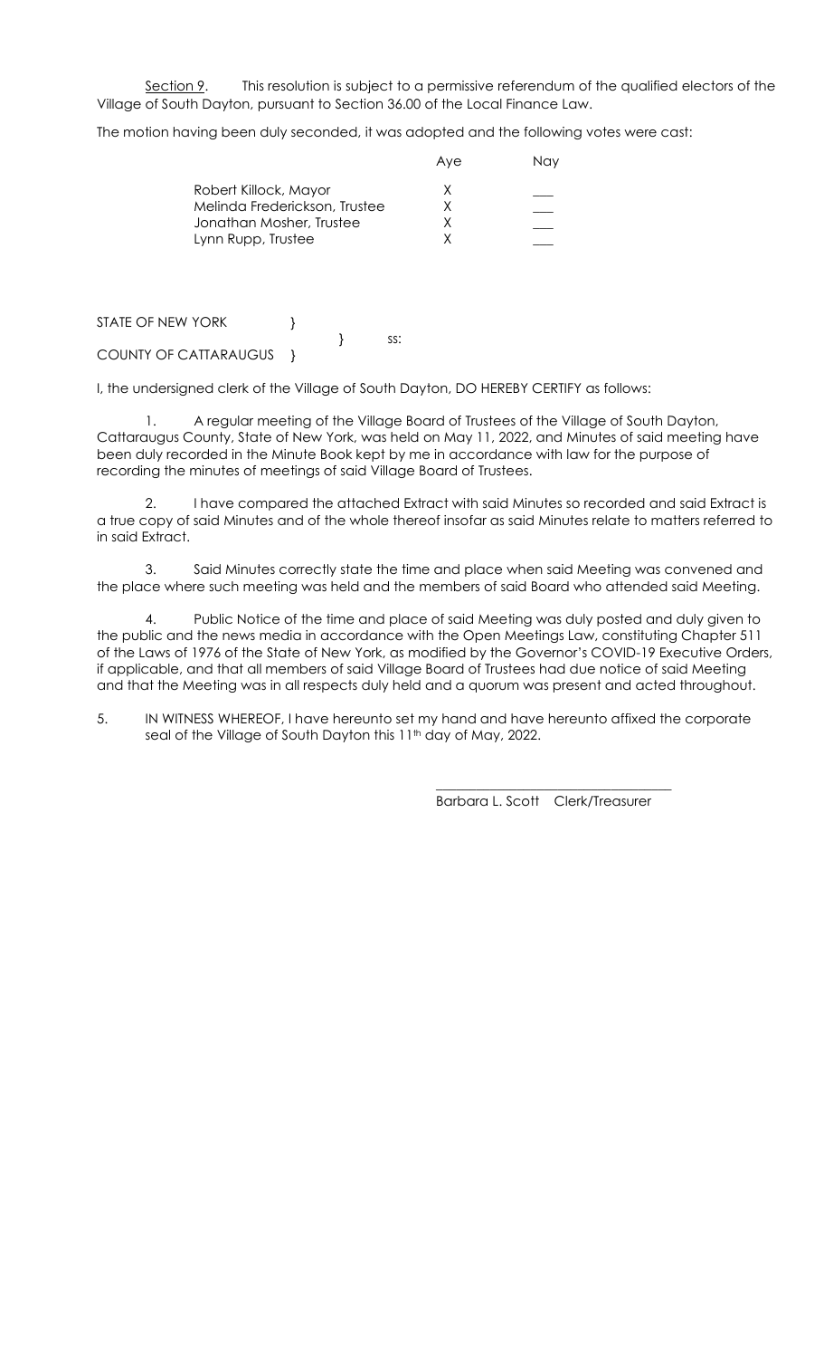<u>Section 9</u>. This resolution is subject to a permissive referendum of the qualified electors of the Village of South Dayton, pursuant to Section 36.00 of the Local Finance Law.

The motion having been duly seconded, it was adopted and the following votes were cast:

| | Aye | Nay |
|---|---|---|
| Robert Killock, Mayor | X | ___ |
| Melinda Frederickson, Trustee | X | ___ |
| Jonathan Mosher, Trustee | X | ___ |
| Lynn Rupp, Trustee | X | ___ |

STATE OF NEW YORK }
} ss:
COUNTY OF CATTARAUGUS }

I, the undersigned clerk of the Village of South Dayton, DO HEREBY CERTIFY as follows:

1. A regular meeting of the Village Board of Trustees of the Village of South Dayton, Cattaraugus County, State of New York, was held on May 11, 2022, and Minutes of said meeting have been duly recorded in the Minute Book kept by me in accordance with law for the purpose of recording the minutes of meetings of said Village Board of Trustees.

2. I have compared the attached Extract with said Minutes so recorded and said Extract is a true copy of said Minutes and of the whole thereof insofar as said Minutes relate to matters referred to in said Extract.

3. Said Minutes correctly state the time and place when said Meeting was convened and the place where such meeting was held and the members of said Board who attended said Meeting.

4. Public Notice of the time and place of said Meeting was duly posted and duly given to the public and the news media in accordance with the Open Meetings Law, constituting Chapter 511 of the Laws of 1976 of the State of New York, as modified by the Governor's COVID-19 Executive Orders, if applicable, and that all members of said Village Board of Trustees had due notice of said Meeting and that the Meeting was in all respects duly held and a quorum was present and acted throughout.

5. IN WITNESS WHEREOF, I have hereunto set my hand and have hereunto affixed the corporate seal of the Village of South Dayton this 11th day of May, 2022.

\_\_\_\_\_\_\_\_\_\_\_\_\_\_\_\_\_\_\_\_\_\_\_\_\_\_\_\_\_\_\_\_\_\_

Barbara L. Scott Clerk/Treasurer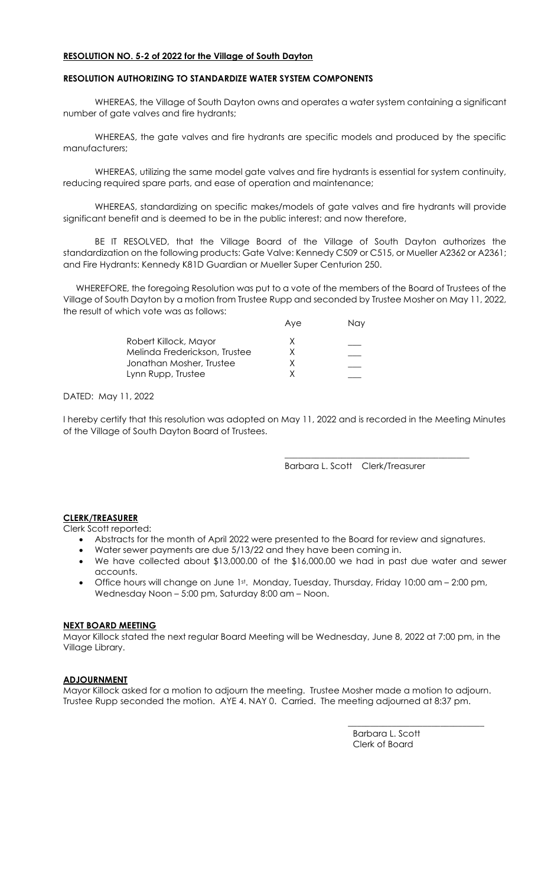**RESOLUTION NO. 5-2 of 2022 for the Village of South Dayton**

**RESOLUTION AUTHORIZING TO STANDARDIZE WATER SYSTEM COMPONENTS**

WHEREAS, the Village of South Dayton owns and operates a water system containing a significant number of gate valves and fire hydrants;

WHEREAS, the gate valves and fire hydrants are specific models and produced by the specific manufacturers;

WHEREAS, utilizing the same model gate valves and fire hydrants is essential for system continuity, reducing required spare parts, and ease of operation and maintenance;

WHEREAS, standardizing on specific makes/models of gate valves and fire hydrants will provide significant benefit and is deemed to be in the public interest; and now therefore,

BE IT RESOLVED, that the Village Board of the Village of South Dayton authorizes the standardization on the following products: Gate Valve: Kennedy C509 or C515, or Mueller A2362 or A2361; and Fire Hydrants: Kennedy K81D Guardian or Mueller Super Centurion 250.

WHEREFORE, the foregoing Resolution was put to a vote of the members of the Board of Trustees of the Village of South Dayton by a motion from Trustee Rupp and seconded by Trustee Mosher on May 11, 2022, the result of which vote was as follows:

| | Aye | Nay |
|---|---|---|
| Robert Killock, Mayor | X | ___ |
| Melinda Frederickson, Trustee | X | ___ |
| Jonathan Mosher, Trustee | X | ___ |
| Lynn Rupp, Trustee | X | ___ |

DATED: May 11, 2022

I hereby certify that this resolution was adopted on May 11, 2022 and is recorded in the Meeting Minutes of the Village of South Dayton Board of Trustees.

\_\_\_\_\_\_\_\_\_\_\_\_\_\_\_\_\_\_\_\_\_\_\_\_\_\_\_\_\_\_\_\_\_\_\_\_\_\_\_\_

Barbara L. Scott    Clerk/Treasurer

**CLERK/TREASURER**

Clerk Scott reported:

- Abstracts for the month of April 2022 were presented to the Board for review and signatures.
- Water sewer payments are due 5/13/22 and they have been coming in.
- We have collected about $13,000.00 of the $16,000.00 we had in past due water and sewer accounts.
- Office hours will change on June 1st. Monday, Tuesday, Thursday, Friday 10:00 am – 2:00 pm, Wednesday Noon – 5:00 pm, Saturday 8:00 am – Noon.

**NEXT BOARD MEETING**

Mayor Killock stated the next regular Board Meeting will be Wednesday, June 8, 2022 at 7:00 pm, in the Village Library.

**ADJOURNMENT**

Mayor Killock asked for a motion to adjourn the meeting. Trustee Mosher made a motion to adjourn. Trustee Rupp seconded the motion. AYE 4. NAY 0. Carried. The meeting adjourned at 8:37 pm.

\_\_\_\_\_\_\_\_\_\_\_\_\_\_\_\_\_\_\_\_\_\_\_\_\_\_\_\_\_\_\_\_

Barbara L. Scott
Clerk of Board